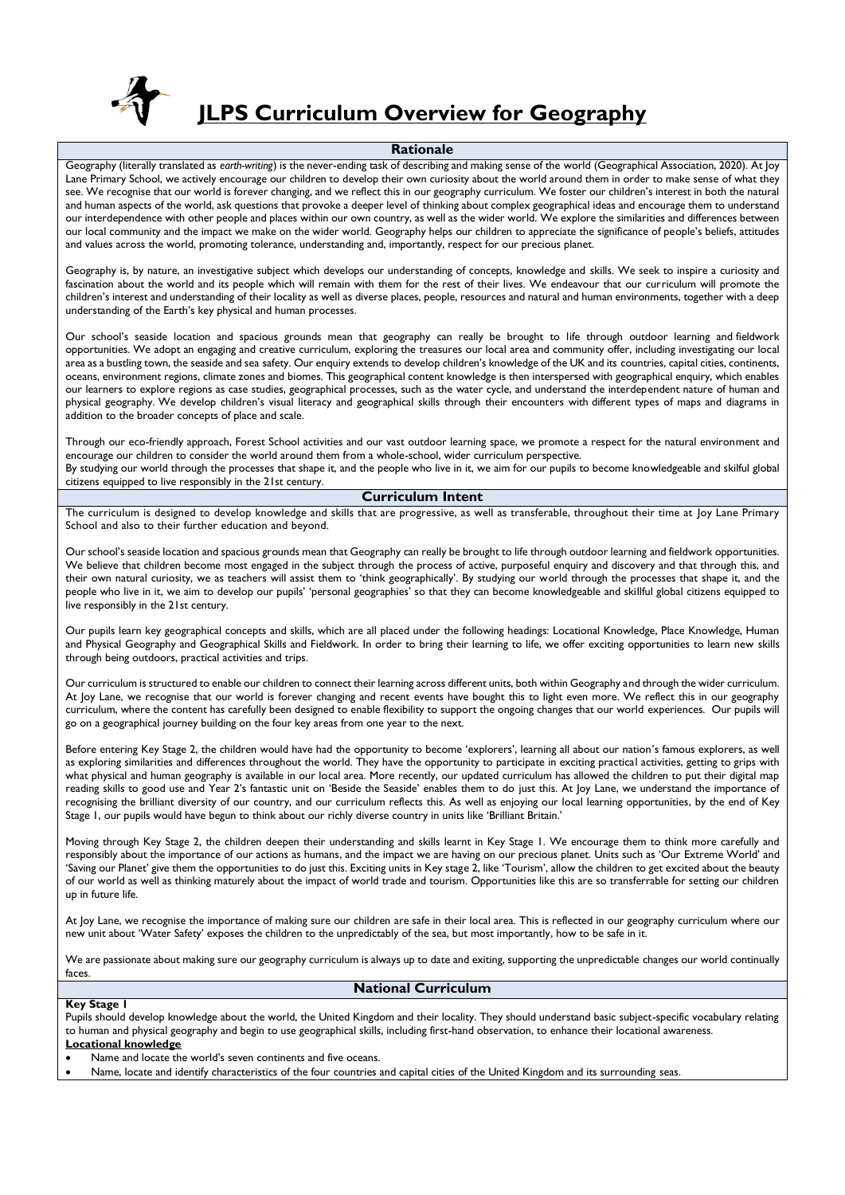# JLPS Curriculum Overview for Geography

## Rationale

Geography (literally translated as *earth-writing*) is the never-ending task of describing and making sense of the world (Geographical Association, 2020). At Joy Lane Primary School, we actively encourage our children to develop their own curiosity about the world around them in order to make sense of what they see. We recognise that our world is forever changing, and we reflect this in our geography curriculum. We foster our children's interest in both the natural and human aspects of the world, ask questions that provoke a deeper level of thinking about complex geographical ideas and encourage them to understand our interdependence with other people and places within our own country, as well as the wider world. We explore the similarities and differences between our local community and the impact we make on the wider world. Geography helps our children to appreciate the significance of people's beliefs, attitudes and values across the world, promoting tolerance, understanding and, importantly, respect for our precious planet.

Geography is, by nature, an investigative subject which develops our understanding of concepts, knowledge and skills. We seek to inspire a curiosity and fascination about the world and its people which will remain with them for the rest of their lives. We endeavour that our curriculum will promote the children's interest and understanding of their locality as well as diverse places, people, resources and natural and human environments, together with a deep understanding of the Earth's key physical and human processes.

Our school's seaside location and spacious grounds mean that geography can really be brought to life through outdoor learning and fieldwork opportunities. We adopt an engaging and creative curriculum, exploring the treasures our local area and community offer, including investigating our local area as a bustling town, the seaside and sea safety. Our enquiry extends to develop children's knowledge of the UK and its countries, capital cities, continents, oceans, environment regions, climate zones and biomes. This geographical content knowledge is then interspersed with geographical enquiry, which enables our learners to explore regions as case studies, geographical processes, such as the water cycle, and understand the interdependent nature of human and physical geography. We develop children's visual literacy and geographical skills through their encounters with different types of maps and diagrams in addition to the broader concepts of place and scale.

Through our eco-friendly approach, Forest School activities and our vast outdoor learning space, we promote a respect for the natural environment and encourage our children to consider the world around them from a whole-school, wider curriculum perspective.
By studying our world through the processes that shape it, and the people who live in it, we aim for our pupils to become knowledgeable and skilful global citizens equipped to live responsibly in the 21st century.

## Curriculum Intent

The curriculum is designed to develop knowledge and skills that are progressive, as well as transferable, throughout their time at Joy Lane Primary School and also to their further education and beyond.

Our school's seaside location and spacious grounds mean that Geography can really be brought to life through outdoor learning and fieldwork opportunities. We believe that children become most engaged in the subject through the process of active, purposeful enquiry and discovery and that through this, and their own natural curiosity, we as teachers will assist them to 'think geographically'. By studying our world through the processes that shape it, and the people who live in it, we aim to develop our pupils' 'personal geographies' so that they can become knowledgeable and skillful global citizens equipped to live responsibly in the 21st century.

Our pupils learn key geographical concepts and skills, which are all placed under the following headings: Locational Knowledge, Place Knowledge, Human and Physical Geography and Geographical Skills and Fieldwork. In order to bring their learning to life, we offer exciting opportunities to learn new skills through being outdoors, practical activities and trips.

Our curriculum is structured to enable our children to connect their learning across different units, both within Geography and through the wider curriculum. At Joy Lane, we recognise that our world is forever changing and recent events have bought this to light even more. We reflect this in our geography curriculum, where the content has carefully been designed to enable flexibility to support the ongoing changes that our world experiences. Our pupils will go on a geographical journey building on the four key areas from one year to the next.

Before entering Key Stage 2, the children would have had the opportunity to become 'explorers', learning all about our nation's famous explorers, as well as exploring similarities and differences throughout the world. They have the opportunity to participate in exciting practical activities, getting to grips with what physical and human geography is available in our local area. More recently, our updated curriculum has allowed the children to put their digital map reading skills to good use and Year 2's fantastic unit on 'Beside the Seaside' enables them to do just this. At Joy Lane, we understand the importance of recognising the brilliant diversity of our country, and our curriculum reflects this. As well as enjoying our local learning opportunities, by the end of Key Stage 1, our pupils would have begun to think about our richly diverse country in units like 'Brilliant Britain.'

Moving through Key Stage 2, the children deepen their understanding and skills learnt in Key Stage 1. We encourage them to think more carefully and responsibly about the importance of our actions as humans, and the impact we are having on our precious planet. Units such as 'Our Extreme World' and 'Saving our Planet' give them the opportunities to do just this. Exciting units in Key stage 2, like 'Tourism', allow the children to get excited about the beauty of our world as well as thinking maturely about the impact of world trade and tourism. Opportunities like this are so transferrable for setting our children up in future life.

At Joy Lane, we recognise the importance of making sure our children are safe in their local area. This is reflected in our geography curriculum where our new unit about 'Water Safety' exposes the children to the unpredictably of the sea, but most importantly, how to be safe in it.

We are passionate about making sure our geography curriculum is always up to date and exiting, supporting the unpredictable changes our world continually faces.

## National Curriculum

**Key Stage 1**

Pupils should develop knowledge about the world, the United Kingdom and their locality. They should understand basic subject-specific vocabulary relating to human and physical geography and begin to use geographical skills, including first-hand observation, to enhance their locational awareness.

**Locational knowledge**

- Name and locate the world's seven continents and five oceans.
- Name, locate and identify characteristics of the four countries and capital cities of the United Kingdom and its surrounding seas.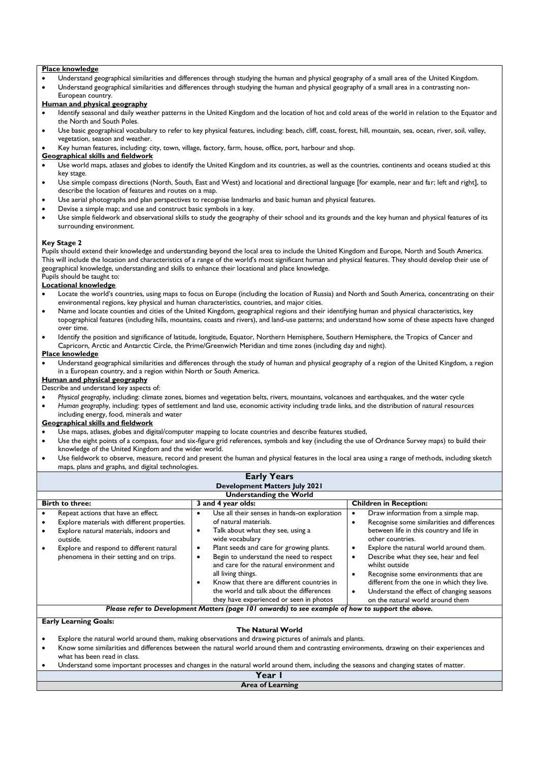**Place knowledge**

- Understand geographical similarities and differences through studying the human and physical geography of a small area of the United Kingdom.
- Understand geographical similarities and differences through studying the human and physical geography of a small area in a contrasting non-European country.

**Human and physical geography**

- Identify seasonal and daily weather patterns in the United Kingdom and the location of hot and cold areas of the world in relation to the Equator and the North and South Poles.
- Use basic geographical vocabulary to refer to key physical features, including: beach, cliff, coast, forest, hill, mountain, sea, ocean, river, soil, valley, vegetation, season and weather.
- Key human features, including: city, town, village, factory, farm, house, office, port, harbour and shop.

**Geographical skills and fieldwork**

- Use world maps, atlases and globes to identify the United Kingdom and its countries, as well as the countries, continents and oceans studied at this key stage.
- Use simple compass directions (North, South, East and West) and locational and directional language [for example, near and far; left and right], to describe the location of features and routes on a map.
- Use aerial photographs and plan perspectives to recognise landmarks and basic human and physical features.
- Devise a simple map; and use and construct basic symbols in a key.
- Use simple fieldwork and observational skills to study the geography of their school and its grounds and the key human and physical features of its surrounding environment.

**Key Stage 2**

Pupils should extend their knowledge and understanding beyond the local area to include the United Kingdom and Europe, North and South America. This will include the location and characteristics of a range of the world's most significant human and physical features. They should develop their use of geographical knowledge, understanding and skills to enhance their locational and place knowledge.

Pupils should be taught to:

**Locational knowledge**

- Locate the world's countries, using maps to focus on Europe (including the location of Russia) and North and South America, concentrating on their environmental regions, key physical and human characteristics, countries, and major cities.
- Name and locate counties and cities of the United Kingdom, geographical regions and their identifying human and physical characteristics, key topographical features (including hills, mountains, coasts and rivers), and land-use patterns; and understand how some of these aspects have changed over time.
- Identify the position and significance of latitude, longitude, Equator, Northern Hemisphere, Southern Hemisphere, the Tropics of Cancer and Capricorn, Arctic and Antarctic Circle, the Prime/Greenwich Meridian and time zones (including day and night).

**Place knowledge**

- Understand geographical similarities and differences through the study of human and physical geography of a region of the United Kingdom, a region in a European country, and a region within North or South America.

**Human and physical geography**

Describe and understand key aspects of:

- *Physical geography*, including: climate zones, biomes and vegetation belts, rivers, mountains, volcanoes and earthquakes, and the water cycle
- *Human geography*, including: types of settlement and land use, economic activity including trade links, and the distribution of natural resources including energy, food, minerals and water

**Geographical skills and fieldwork**

- Use maps, atlases, globes and digital/computer mapping to locate countries and describe features studied,
- Use the eight points of a compass, four and six-figure grid references, symbols and key (including the use of Ordnance Survey maps) to build their knowledge of the United Kingdom and the wider world.
- Use fieldwork to observe, measure, record and present the human and physical features in the local area using a range of methods, including sketch maps, plans and graphs, and digital technologies.

## Early Years

**Development Matters July 2021**

**Understanding the World**

| Birth to three: | 3 and 4 year olds: | Children in Reception: |
|---|---|---|
| • Repeat actions that have an effect.<br>• Explore materials with different properties.<br>• Explore natural materials, indoors and outside.<br>• Explore and respond to different natural phenomena in their setting and on trips. | • Use all their senses in hands-on exploration of natural materials.<br>• Talk about what they see, using a wide vocabulary<br>• Plant seeds and care for growing plants.<br>• Begin to understand the need to respect and care for the natural environment and all living things.<br>• Know that there are different countries in the world and talk about the differences they have experienced or seen in photos | • Draw information from a simple map.<br>• Recognise some similarities and differences between life in this country and life in other countries.<br>• Explore the natural world around them.<br>• Describe what they see, hear and feel whilst outside<br>• Recognise some environments that are different from the one in which they live.<br>• Understand the effect of changing seasons on the natural world around them |

***Please refer to Development Matters (page 101 onwards) to see example of how to support the above.***

**Early Learning Goals:**

**The Natural World**

- Explore the natural world around them, making observations and drawing pictures of animals and plants.
- Know some similarities and differences between the natural world around them and contrasting environments, drawing on their experiences and what has been read in class.
- Understand some important processes and changes in the natural world around them, including the seasons and changing states of matter.

## Year 1

**Area of Learning**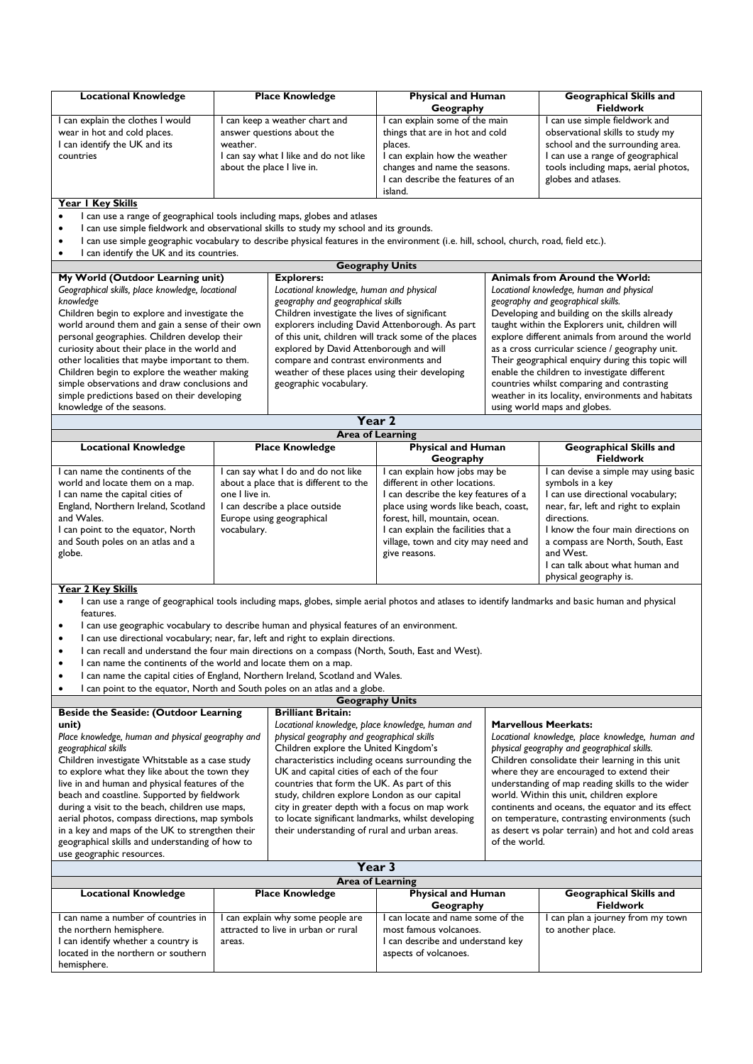| Locational Knowledge | Place Knowledge | Physical and Human Geography | Geographical Skills and Fieldwork |
|---|---|---|---|
| I can explain the clothes I would wear in hot and cold places.<br>I can identify the UK and its countries | I can keep a weather chart and answer questions about the weather.<br>I can say what I like and do not like about the place I live in. | I can explain some of the main things that are in hot and cold places.<br>I can explain how the weather changes and name the seasons.<br>I can describe the features of an island. | I can use simple fieldwork and observational skills to study my school and the surrounding area.<br>I can use a range of geographical tools including maps, aerial photos, globes and atlases. |

**Year 1 Key Skills**

- I can use a range of geographical tools including maps, globes and atlases
- I can use simple fieldwork and observational skills to study my school and its grounds.
- I can use simple geographic vocabulary to describe physical features in the environment (i.e. hill, school, church, road, field etc.).
- I can identify the UK and its countries.

**Geography Units**

| My World (Outdoor Learning unit) | Explorers: | Animals from Around the World: |
|---|---|---|
| *Geographical skills, place knowledge, locational knowledge*<br>Children begin to explore and investigate the world around them and gain a sense of their own personal geographies. Children develop their curiosity about their place in the world and other localities that maybe important to them. Children begin to explore the weather making simple observations and draw conclusions and simple predictions based on their developing knowledge of the seasons. | *Locational knowledge, human and physical geography and geographical skills*<br>Children investigate the lives of significant explorers including David Attenborough. As part of this unit, children will track some of the places explored by David Attenborough and will compare and contrast environments and weather of these places using their developing geographic vocabulary. | *Locational knowledge, human and physical geography and geographical skills.*<br>Developing and building on the skills already taught within the Explorers unit, children will explore different animals from around the world as a cross curricular science / geography unit. Their geographical enquiry during this topic will enable the children to investigate different countries whilst comparing and contrasting weather in its locality, environments and habitats using world maps and globes. |

## Year 2

**Area of Learning**

| Locational Knowledge | Place Knowledge | Physical and Human Geography | Geographical Skills and Fieldwork |
|---|---|---|---|
| I can name the continents of the world and locate them on a map.<br>I can name the capital cities of England, Northern Ireland, Scotland and Wales.<br>I can point to the equator, North and South poles on an atlas and a globe. | I can say what I do and do not like about a place that is different to the one I live in.<br>I can describe a place outside Europe using geographical vocabulary. | I can explain how jobs may be different in other locations.<br>I can describe the key features of a place using words like beach, coast, forest, hill, mountain, ocean.<br>I can explain the facilities that a village, town and city may need and give reasons. | I can devise a simple may using basic symbols in a key<br>I can use directional vocabulary; near, far, left and right to explain directions.<br>I know the four main directions on a compass are North, South, East and West.<br>I can talk about what human and physical geography is. |

**Year 2 Key Skills**

- I can use a range of geographical tools including maps, globes, simple aerial photos and atlases to identify landmarks and basic human and physical features.
- I can use geographic vocabulary to describe human and physical features of an environment.
- I can use directional vocabulary; near, far, left and right to explain directions.
- I can recall and understand the four main directions on a compass (North, South, East and West).
- I can name the continents of the world and locate them on a map.
- I can name the capital cities of England, Northern Ireland, Scotland and Wales.
- I can point to the equator, North and South poles on an atlas and a globe.

**Geography Units**

| Beside the Seaside: (Outdoor Learning unit) | Brilliant Britain: | Marvellous Meerkats: |
|---|---|---|
| *Place knowledge, human and physical geography and geographical skills*<br>Children investigate Whitstable as a case study to explore what they like about the town they live in and human and physical features of the beach and coastline. Supported by fieldwork during a visit to the beach, children use maps, aerial photos, compass directions, map symbols in a key and maps of the UK to strengthen their geographical skills and understanding of how to use geographic resources. | *Locational knowledge, place knowledge, human and physical geography and geographical skills*<br>Children explore the United Kingdom's characteristics including oceans surrounding the UK and capital cities of each of the four countries that form the UK. As part of this study, children explore London as our capital city in greater depth with a focus on map work to locate significant landmarks, whilst developing their understanding of rural and urban areas. | *Locational knowledge, place knowledge, human and physical geography and geographical skills.*<br>Children consolidate their learning in this unit where they are encouraged to extend their understanding of map reading skills to the wider world. Within this unit, children explore continents and oceans, the equator and its effect on temperature, contrasting environments (such as desert vs polar terrain) and hot and cold areas of the world. |

## Year 3

**Area of Learning**

| Locational Knowledge | Place Knowledge | Physical and Human Geography | Geographical Skills and Fieldwork |
|---|---|---|---|
| I can name a number of countries in the northern hemisphere.<br>I can identify whether a country is located in the northern or southern hemisphere. | I can explain why some people are attracted to live in urban or rural areas. | I can locate and name some of the most famous volcanoes.<br>I can describe and understand key aspects of volcanoes. | I can plan a journey from my town to another place. |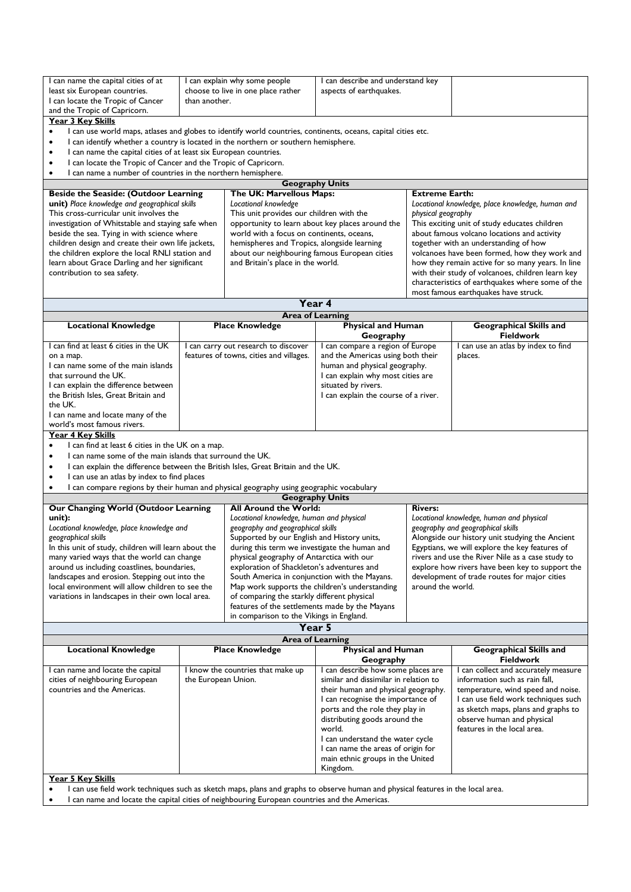| | | | |
|---|---|---|---|
| I can name the capital cities of at least six European countries.<br>I can locate the Tropic of Cancer and the Tropic of Capricorn. | I can explain why some people choose to live in one place rather than another. | I can describe and understand key aspects of earthquakes. | |

**Year 3 Key Skills**

- I can use world maps, atlases and globes to identify world countries, continents, oceans, capital cities etc.
- I can identify whether a country is located in the northern or southern hemisphere.
- I can name the capital cities of at least six European countries.
- I can locate the Tropic of Cancer and the Tropic of Capricorn.
- I can name a number of countries in the northern hemisphere.

**Geography Units**

| Beside the Seaside: (Outdoor Learning unit) | The UK: Marvellous Maps: | Extreme Earth: |
|---|---|---|
| *Place knowledge and geographical skills*<br>This cross-curricular unit involves the investigation of Whitstable and staying safe when beside the sea. Tying in with science where children design and create their own life jackets, the children explore the local RNLI station and learn about Grace Darling and her significant contribution to sea safety. | *Locational knowledge*<br>This unit provides our children with the opportunity to learn about key places around the world with a focus on continents, oceans, hemispheres and Tropics, alongside learning about our neighbouring famous European cities and Britain's place in the world. | *Locational knowledge, place knowledge, human and physical geography*<br>This exciting unit of study educates children about famous volcano locations and activity together with an understanding of how volcanoes have been formed, how they work and how they remain active for so many years. In line with their study of volcanoes, children learn key characteristics of earthquakes where some of the most famous earthquakes have struck. |

## Year 4

**Area of Learning**

| Locational Knowledge | Place Knowledge | Physical and Human Geography | Geographical Skills and Fieldwork |
|---|---|---|---|
| I can find at least 6 cities in the UK on a map.<br>I can name some of the main islands that surround the UK.<br>I can explain the difference between the British Isles, Great Britain and the UK.<br>I can name and locate many of the world's most famous rivers. | I can carry out research to discover features of towns, cities and villages. | I can compare a region of Europe and the Americas using both their human and physical geography.<br>I can explain why most cities are situated by rivers.<br>I can explain the course of a river. | I can use an atlas by index to find places. |

**Year 4 Key Skills**

- I can find at least 6 cities in the UK on a map.
- I can name some of the main islands that surround the UK.
- I can explain the difference between the British Isles, Great Britain and the UK.
- I can use an atlas by index to find places
- I can compare regions by their human and physical geography using geographic vocabulary

**Geography Units**

| Our Changing World (Outdoor Learning unit): | All Around the World: | Rivers: |
|---|---|---|
| *Locational knowledge, place knowledge and geographical skills*<br>In this unit of study, children will learn about the many varied ways that the world can change around us including coastlines, boundaries, landscapes and erosion. Stepping out into the local environment will allow children to see the variations in landscapes in their own local area. | *Locational knowledge, human and physical geography and geographical skills*<br>Supported by our English and History units, during this term we investigate the human and physical geography of Antarctica with our exploration of Shackleton's adventures and South America in conjunction with the Mayans. Map work supports the children's understanding of comparing the starkly different physical features of the settlements made by the Mayans in comparison to the Vikings in England. | *Locational knowledge, human and physical geography and geographical skills*<br>Alongside our history unit studying the Ancient Egyptians, we will explore the key features of rivers and use the River Nile as a case study to explore how rivers have been key to support the development of trade routes for major cities around the world. |

## Year 5

**Area of Learning**

| Locational Knowledge | Place Knowledge | Physical and Human Geography | Geographical Skills and Fieldwork |
|---|---|---|---|
| I can name and locate the capital cities of neighbouring European countries and the Americas. | I know the countries that make up the European Union. | I can describe how some places are similar and dissimilar in relation to their human and physical geography.<br>I can recognise the importance of ports and the role they play in distributing goods around the world.<br>I can understand the water cycle<br>I can name the areas of origin for main ethnic groups in the United Kingdom. | I can collect and accurately measure information such as rain fall, temperature, wind speed and noise.<br>I can use field work techniques such as sketch maps, plans and graphs to observe human and physical features in the local area. |

**Year 5 Key Skills**

- I can use field work techniques such as sketch maps, plans and graphs to observe human and physical features in the local area.
- I can name and locate the capital cities of neighbouring European countries and the Americas.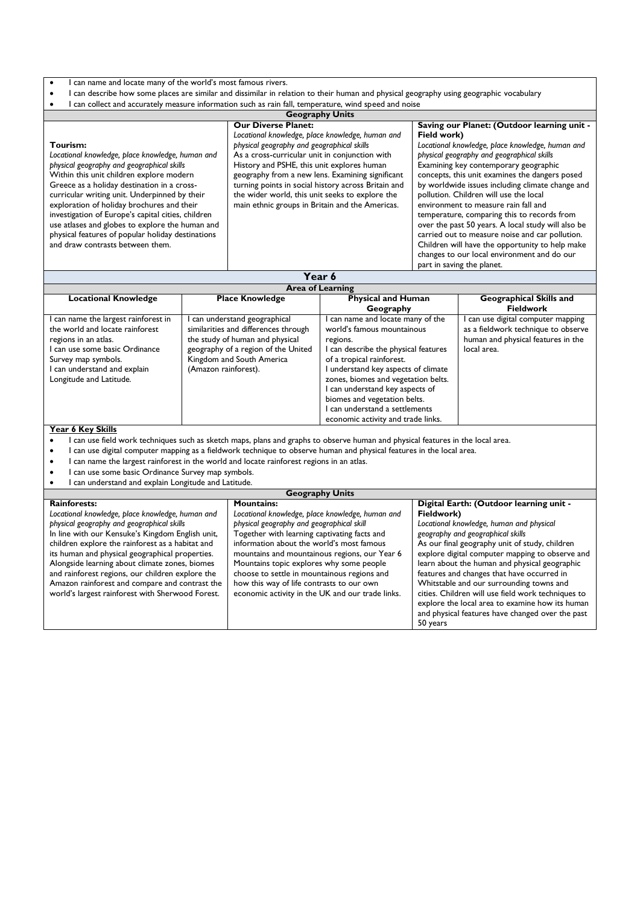- I can name and locate many of the world's most famous rivers.
- I can describe how some places are similar and dissimilar in relation to their human and physical geography using geographic vocabulary
- I can collect and accurately measure information such as rain fall, temperature, wind speed and noise

**Geography Units**

| | | |
|---|---|---|
| **Tourism:** *Locational knowledge, place knowledge, human and physical geography and geographical skills* Within this unit children explore modern Greece as a holiday destination in a cross-curricular writing unit. Underpinned by their exploration of holiday brochures and their investigation of Europe's capital cities, children use atlases and globes to explore the human and physical features of popular holiday destinations and draw contrasts between them. | **Our Diverse Planet:** *Locational knowledge, place knowledge, human and physical geography and geographical skills* As a cross-curricular unit in conjunction with History and PSHE, this unit explores human geography from a new lens. Examining significant turning points in social history across Britain and the wider world, this unit seeks to explore the main ethnic groups in Britain and the Americas. | **Saving our Planet: (Outdoor learning unit - Field work)** *Locational knowledge, place knowledge, human and physical geography and geographical skills* Examining key contemporary geographic concepts, this unit examines the dangers posed by worldwide issues including climate change and pollution. Children will use the local environment to measure rain fall and temperature, comparing this to records from over the past 50 years. A local study will also be carried out to measure noise and car pollution. Children will have the opportunity to help make changes to our local environment and do our part in saving the planet. |

## Year 6

**Area of Learning**

| Locational Knowledge | Place Knowledge | Physical and Human Geography | Geographical Skills and Fieldwork |
|---|---|---|---|
| I can name the largest rainforest in the world and locate rainforest regions in an atlas. I can use some basic Ordinance Survey map symbols. I can understand and explain Longitude and Latitude. | I can understand geographical similarities and differences through the study of human and physical geography of a region of the United Kingdom and South America (Amazon rainforest). | I can name and locate many of the world's famous mountainous regions. I can describe the physical features of a tropical rainforest. I understand key aspects of climate zones, biomes and vegetation belts. I can understand key aspects of biomes and vegetation belts. I can understand a settlements economic activity and trade links. | I can use digital computer mapping as a fieldwork technique to observe human and physical features in the local area. |

**Year 6 Key Skills**

- I can use field work techniques such as sketch maps, plans and graphs to observe human and physical features in the local area.
- I can use digital computer mapping as a fieldwork technique to observe human and physical features in the local area.
- I can name the largest rainforest in the world and locate rainforest regions in an atlas.
- I can use some basic Ordinance Survey map symbols.
- I can understand and explain Longitude and Latitude.

**Geography Units**

| | | |
|---|---|---|
| **Rainforests:** *Locational knowledge, place knowledge, human and physical geography and geographical skills* In line with our Kensuke's Kingdom English unit, children explore the rainforest as a habitat and its human and physical geographical properties. Alongside learning about climate zones, biomes and rainforest regions, our children explore the Amazon rainforest and compare and contrast the world's largest rainforest with Sherwood Forest. | **Mountains:** *Locational knowledge, place knowledge, human and physical geography and geographical skill* Together with learning captivating facts and information about the world's most famous mountains and mountainous regions, our Year 6 Mountains topic explores why some people choose to settle in mountainous regions and how this way of life contrasts to our own economic activity in the UK and our trade links. | **Digital Earth: (Outdoor learning unit - Fieldwork)** *Locational knowledge, human and physical geography and geographical skills* As our final geography unit of study, children explore digital computer mapping to observe and learn about the human and physical geographic features and changes that have occurred in Whitstable and our surrounding towns and cities. Children will use field work techniques to explore the local area to examine how its human and physical features have changed over the past 50 years |